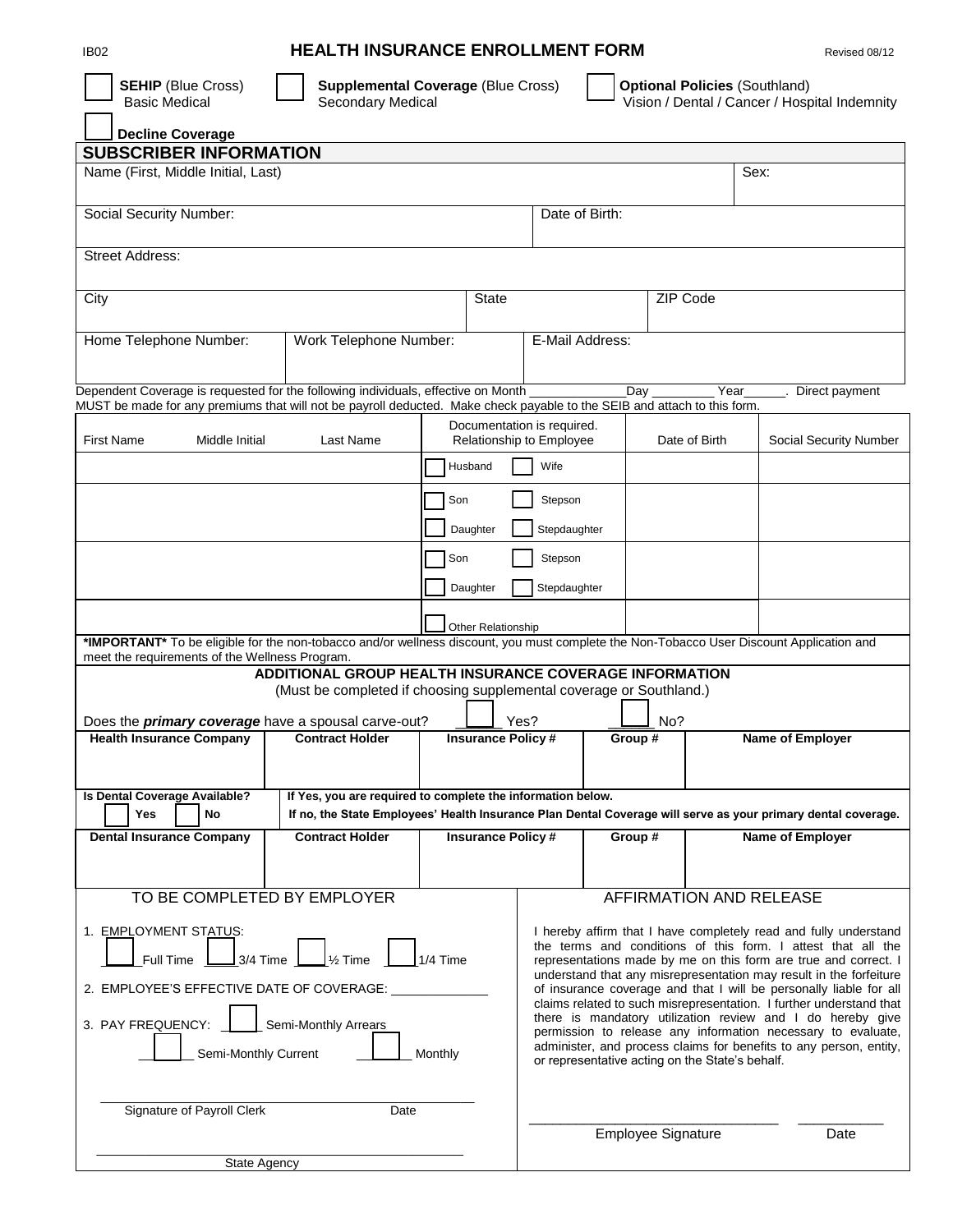IB02

# HEALTH INSURANCE ENROLLMENT FORM

Revised 08/12

☐ **SEHIP** (Blue Cross) Basic Medical ☐ **Supplemental Coverage** (Blue Cross) Secondary Medical ☐ **Optional Policies** (Southland) Vision / Dental / Cancer / Hospital Indemnity

☐ **Decline Coverage**

## SUBSCRIBER INFORMATION

| Name (First, Middle Initial, Last) | | | Sex: |
|---|---|---|---|
| Social Security Number: | | Date of Birth: | |
| Street Address: | | | |
| City | State | ZIP Code | |
| Home Telephone Number: | Work Telephone Number: | E-Mail Address: | |

Dependent Coverage is requested for the following individuals, effective on Month ____________Day ________ Year______. Direct payment MUST be made for any premiums that will not be payroll deducted. Make check payable to the SEIB and attach to this form.

| First Name Middle Initial Last Name | Documentation is required. Relationship to Employee | Date of Birth | Social Security Number |
|---|---|---|---|
| | ☐ Husband ☐ Wife | | |
| | ☐ Son ☐ Stepson ☐ Daughter ☐ Stepdaughter | | |
| | ☐ Son ☐ Stepson ☐ Daughter ☐ Stepdaughter | | |
| | ☐ Other Relationship | | |

***IMPORTANT*** To be eligible for the non-tobacco and/or wellness discount, you must complete the Non-Tobacco User Discount Application and meet the requirements of the Wellness Program.

## ADDITIONAL GROUP HEALTH INSURANCE COVERAGE INFORMATION

(Must be completed if choosing supplemental coverage or Southland.)

Does the ***primary coverage*** have a spousal carve-out? ☐ Yes? ☐ No?

| Health Insurance Company | Contract Holder | Insurance Policy # | Group # | Name of Employer |
|---|---|---|---|---|
| | | | | |

**Is Dental Coverage Available?** ☐ **Yes** ☐ **No**

**If Yes, you are required to complete the information below.**
**If no, the State Employees' Health Insurance Plan Dental Coverage will serve as your primary dental coverage.**

| Dental Insurance Company | Contract Holder | Insurance Policy # | Group # | Name of Employer |
|---|---|---|---|---|
| | | | | |

### TO BE COMPLETED BY EMPLOYER

1. EMPLOYMENT STATUS:
   ☐ Full Time ☐ 3/4 Time ☐ ½ Time ☐ 1/4 Time
2. EMPLOYEE'S EFFECTIVE DATE OF COVERAGE: ____________
3. PAY FREQUENCY: ☐ Semi-Monthly Arrears
   ☐ Semi-Monthly Current ☐ Monthly

_______________________________________________
Signature of Payroll Clerk Date

_______________________________________________
State Agency

### AFFIRMATION AND RELEASE

I hereby affirm that I have completely read and fully understand the terms and conditions of this form. I attest that all the representations made by me on this form are true and correct. I understand that any misrepresentation may result in the forfeiture of insurance coverage and that I will be personally liable for all claims related to such misrepresentation. I further understand that there is mandatory utilization review and I do hereby give permission to release any information necessary to evaluate, administer, and process claims for benefits to any person, entity, or representative acting on the State's behalf.

_________________________________ ___________
Employee Signature Date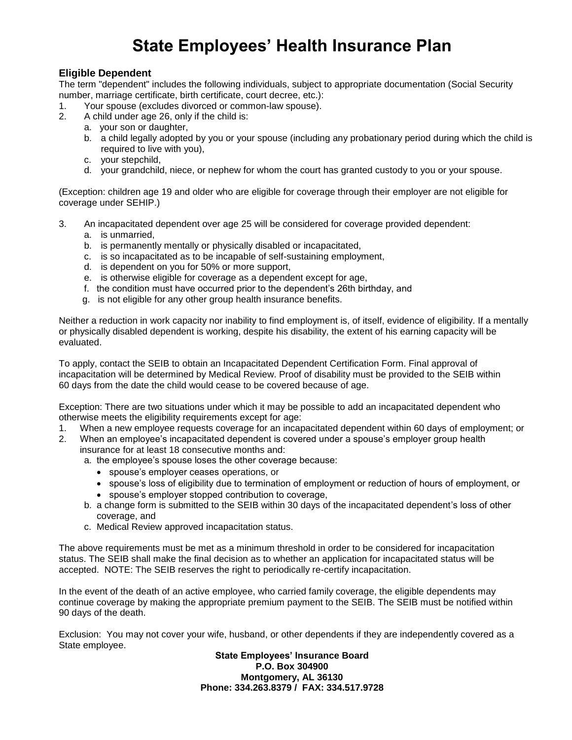# State Employees' Health Insurance Plan

### Eligible Dependent

The term "dependent" includes the following individuals, subject to appropriate documentation (Social Security number, marriage certificate, birth certificate, court decree, etc.):

1. Your spouse (excludes divorced or common-law spouse).
2. A child under age 26, only if the child is:
   a. your son or daughter,
   b. a child legally adopted by you or your spouse (including any probationary period during which the child is required to live with you),
   c. your stepchild,
   d. your grandchild, niece, or nephew for whom the court has granted custody to you or your spouse.

(Exception: children age 19 and older who are eligible for coverage through their employer are not eligible for coverage under SEHIP.)

3. An incapacitated dependent over age 25 will be considered for coverage provided dependent:
   a. is unmarried,
   b. is permanently mentally or physically disabled or incapacitated,
   c. is so incapacitated as to be incapable of self-sustaining employment,
   d. is dependent on you for 50% or more support,
   e. is otherwise eligible for coverage as a dependent except for age,
   f. the condition must have occurred prior to the dependent's 26th birthday, and
   g. is not eligible for any other group health insurance benefits.

Neither a reduction in work capacity nor inability to find employment is, of itself, evidence of eligibility. If a mentally or physically disabled dependent is working, despite his disability, the extent of his earning capacity will be evaluated.

To apply, contact the SEIB to obtain an Incapacitated Dependent Certification Form. Final approval of incapacitation will be determined by Medical Review. Proof of disability must be provided to the SEIB within 60 days from the date the child would cease to be covered because of age.

Exception: There are two situations under which it may be possible to add an incapacitated dependent who otherwise meets the eligibility requirements except for age:

1. When a new employee requests coverage for an incapacitated dependent within 60 days of employment; or
2. When an employee's incapacitated dependent is covered under a spouse's employer group health insurance for at least 18 consecutive months and:
   a. the employee's spouse loses the other coverage because:
      - spouse's employer ceases operations, or
      - spouse's loss of eligibility due to termination of employment or reduction of hours of employment, or
      - spouse's employer stopped contribution to coverage,
   b. a change form is submitted to the SEIB within 30 days of the incapacitated dependent's loss of other coverage, and
   c. Medical Review approved incapacitation status.

The above requirements must be met as a minimum threshold in order to be considered for incapacitation status. The SEIB shall make the final decision as to whether an application for incapacitated status will be accepted. NOTE: The SEIB reserves the right to periodically re-certify incapacitation.

In the event of the death of an active employee, who carried family coverage, the eligible dependents may continue coverage by making the appropriate premium payment to the SEIB. The SEIB must be notified within 90 days of the death.

Exclusion: You may not cover your wife, husband, or other dependents if they are independently covered as a State employee.

**State Employees' Insurance Board**
**P.O. Box 304900**
**Montgomery, AL 36130**
**Phone: 334.263.8379 / FAX: 334.517.9728**